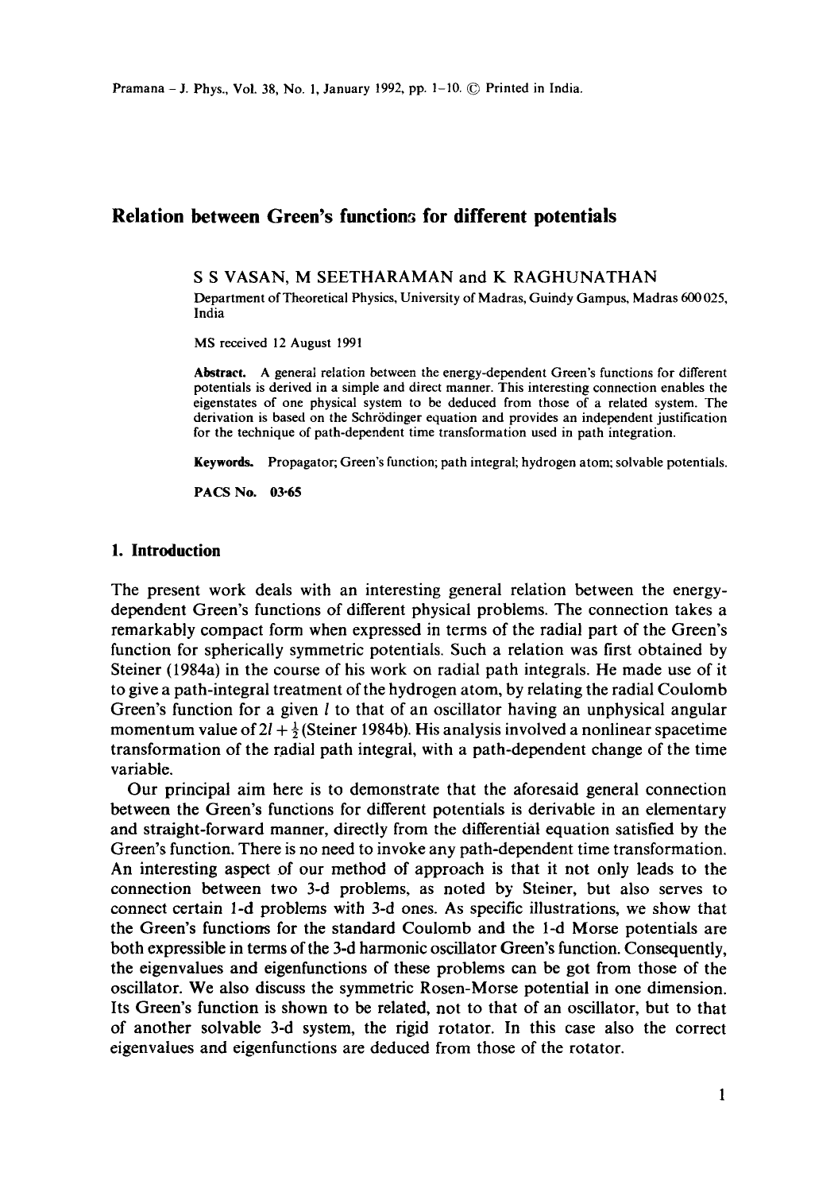# Relation between Green's functions for different potentials

S S VASAN, M SEETHARAMAN and K RAGHUNATHAN

Department of Theoretical Physics, University of Madras, Guindy Gampus, Madras 600 025, India

MS received 12 August 1991

**Abstract.** A general relation between the energy-dependent Green's functions for different potentials is derived in a simple and direct manner. This interesting connection enables the eigenstates of one physical system to be deduced from those of a related system. The derivation is based on the Schrödinger equation and provides an independent justification for the technique of path-dependent time transformation used in path integration.

**Keywords.** Propagator; Green's function; path integral; hydrogen atom; solvable potentials.

**PACS No. 03·65**

## 1. Introduction

The present work deals with an interesting general relation between the energy-dependent Green's functions of different physical problems. The connection takes a remarkably compact form when expressed in terms of the radial part of the Green's function for spherically symmetric potentials. Such a relation was first obtained by Steiner (1984a) in the course of his work on radial path integrals. He made use of it to give a path-integral treatment of the hydrogen atom, by relating the radial Coulomb Green's function for a given $l$ to that of an oscillator having an unphysical angular momentum value of $2l + \frac{1}{2}$ (Steiner 1984b). His analysis involved a nonlinear spacetime transformation of the radial path integral, with a path-dependent change of the time variable.

Our principal aim here is to demonstrate that the aforesaid general connection between the Green's functions for different potentials is derivable in an elementary and straight-forward manner, directly from the differential equation satisfied by the Green's function. There is no need to invoke any path-dependent time transformation. An interesting aspect of our method of approach is that it not only leads to the connection between two 3-d problems, as noted by Steiner, but also serves to connect certain 1-d problems with 3-d ones. As specific illustrations, we show that the Green's functions for the standard Coulomb and the 1-d Morse potentials are both expressible in terms of the 3-d harmonic oscillator Green's function. Consequently, the eigenvalues and eigenfunctions of these problems can be got from those of the oscillator. We also discuss the symmetric Rosen-Morse potential in one dimension. Its Green's function is shown to be related, not to that of an oscillator, but to that of another solvable 3-d system, the rigid rotator. In this case also the correct eigenvalues and eigenfunctions are deduced from those of the rotator.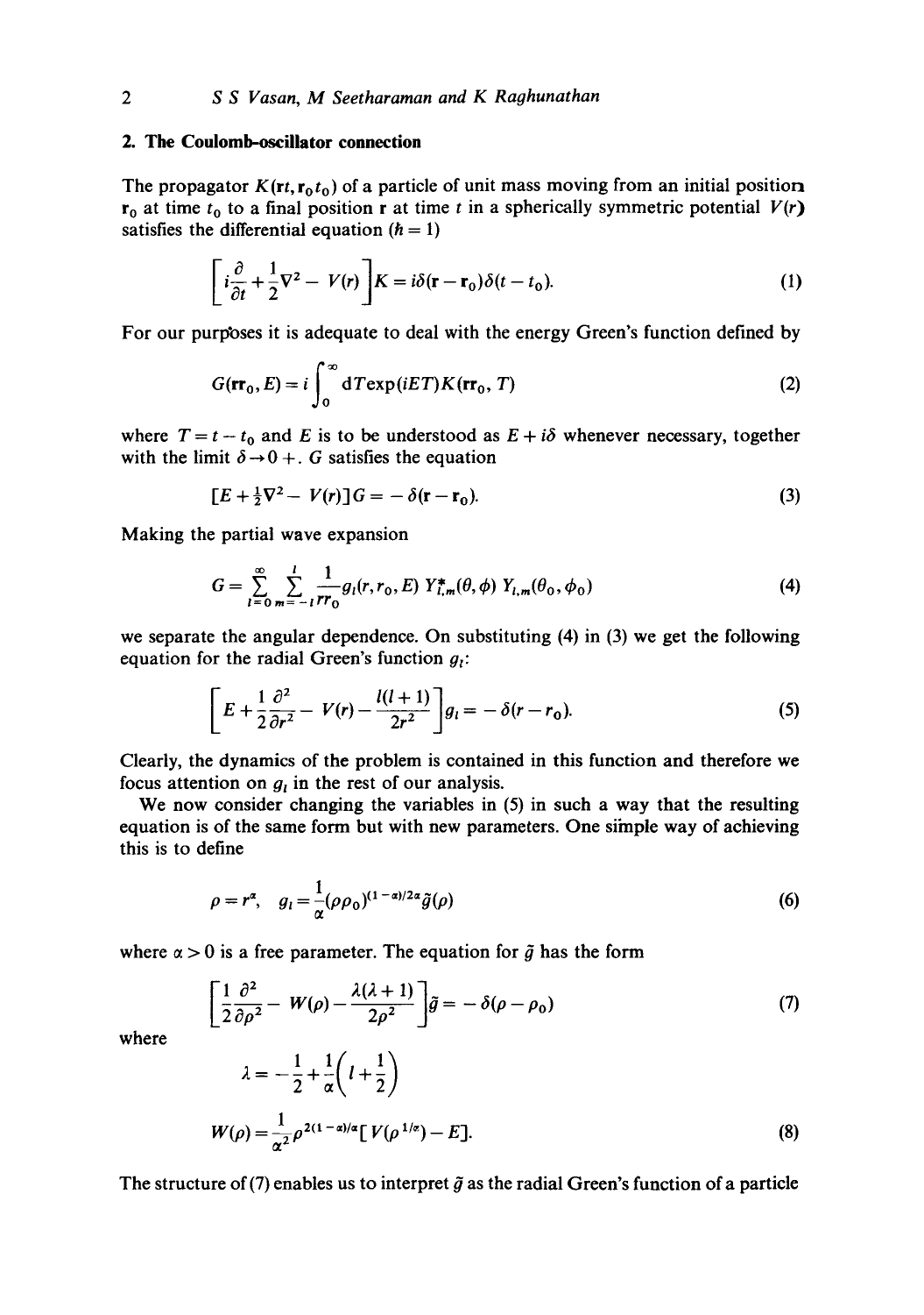## 2. The Coulomb-oscillator connection

The propagator $K(\mathbf{r}t, \mathbf{r}_0 t_0)$ of a particle of unit mass moving from an initial position $\mathbf{r}_0$ at time $t_0$ to a final position $\mathbf{r}$ at time $t$ in a spherically symmetric potential $V(r)$ satisfies the differential equation ($\hbar = 1$)

$$\left[ i\frac{\partial}{\partial t} + \frac{1}{2}\nabla^2 - V(r) \right] K = i\delta(\mathbf{r} - \mathbf{r}_0)\delta(t - t_0). \tag{1}$$

For our purposes it is adequate to deal with the energy Green's function defined by

$$G(\mathbf{r}\mathbf{r}_0, E) = i\int_0^\infty \mathrm{d}T \exp(iET) K(\mathbf{r}\mathbf{r}_0, T) \tag{2}$$

where $T = t - t_0$ and $E$ is to be understood as $E + i\delta$ whenever necessary, together with the limit $\delta \to 0+$. $G$ satisfies the equation

$$[E + \tfrac{1}{2}\nabla^2 - V(r)]G = -\delta(\mathbf{r} - \mathbf{r}_0). \tag{3}$$

Making the partial wave expansion

$$G = \sum_{l=0}^{\infty} \sum_{m=-l}^{l} \frac{1}{rr_0} g_l(r, r_0, E)\, Y^*_{l,m}(\theta, \phi)\, Y_{l,m}(\theta_0, \phi_0) \tag{4}$$

we separate the angular dependence. On substituting (4) in (3) we get the following equation for the radial Green's function $g_l$:

$$\left[ E + \frac{1}{2}\frac{\partial^2}{\partial r^2} - V(r) - \frac{l(l+1)}{2r^2} \right] g_l = -\delta(r - r_0). \tag{5}$$

Clearly, the dynamics of the problem is contained in this function and therefore we focus attention on $g_l$ in the rest of our analysis.

We now consider changing the variables in (5) in such a way that the resulting equation is of the same form but with new parameters. One simple way of achieving this is to define

$$\rho = r^\alpha, \quad g_l = \frac{1}{\alpha}(\rho\rho_0)^{(1-\alpha)/2\alpha}\tilde{g}(\rho) \tag{6}$$

where $\alpha > 0$ is a free parameter. The equation for $\tilde{g}$ has the form

$$\left[ \frac{1}{2}\frac{\partial^2}{\partial \rho^2} - W(\rho) - \frac{\lambda(\lambda+1)}{2\rho^2} \right] \tilde{g} = -\delta(\rho - \rho_0) \tag{7}$$

where

$$\lambda = -\frac{1}{2} + \frac{1}{\alpha}\left( l + \frac{1}{2} \right)$$

$$W(\rho) = \frac{1}{\alpha^2}\rho^{2(1-\alpha)/\alpha}[V(\rho^{1/\alpha}) - E]. \tag{8}$$

The structure of (7) enables us to interpret $\tilde{g}$ as the radial Green's function of a particle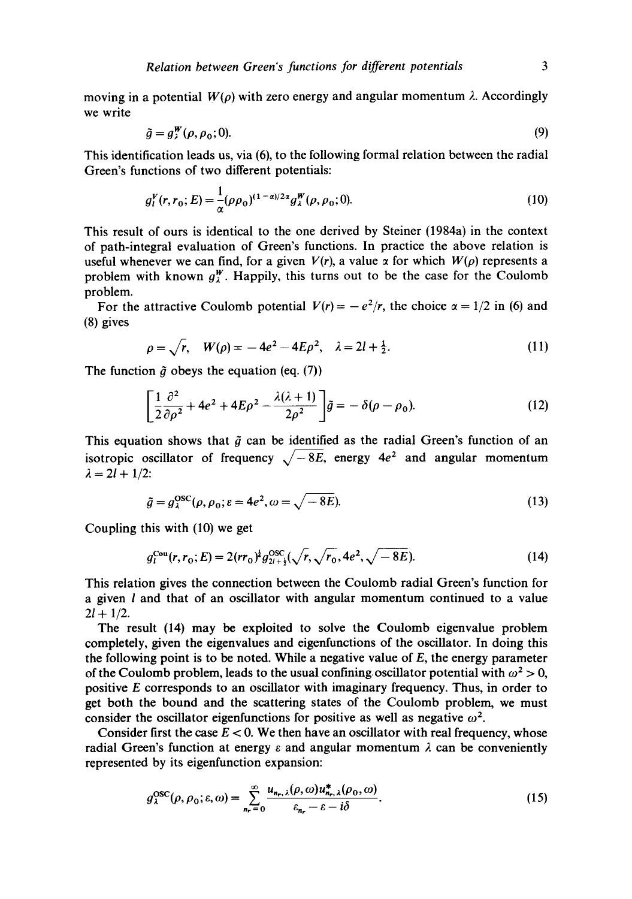moving in a potential $W(\rho)$ with zero energy and angular momentum $\lambda$. Accordingly we write

$$\tilde{g} = g_\lambda^W(\rho, \rho_0; 0). \tag{9}$$

This identification leads us, via (6), to the following formal relation between the radial Green's functions of two different potentials:

$$g_l^V(r, r_0; E) = \frac{1}{\alpha}(\rho\rho_0)^{(1-\alpha)/2\alpha} g_\lambda^W(\rho, \rho_0; 0). \tag{10}$$

This result of ours is identical to the one derived by Steiner (1984a) in the context of path-integral evaluation of Green's functions. In practice the above relation is useful whenever we can find, for a given $V(r)$, a value $\alpha$ for which $W(\rho)$ represents a problem with known $g_\lambda^W$. Happily, this turns out to be the case for the Coulomb problem.

For the attractive Coulomb potential $V(r) = -e^2/r$, the choice $\alpha = 1/2$ in (6) and (8) gives

$$\rho = \sqrt{r}, \quad W(\rho) = -4e^2 - 4E\rho^2, \quad \lambda = 2l + \tfrac{1}{2}. \tag{11}$$

The function $\tilde{g}$ obeys the equation (eq. (7))

$$\left[\frac{1}{2}\frac{\partial^2}{\partial \rho^2} + 4e^2 + 4E\rho^2 - \frac{\lambda(\lambda+1)}{2\rho^2}\right]\tilde{g} = -\delta(\rho - \rho_0). \tag{12}$$

This equation shows that $\tilde{g}$ can be identified as the radial Green's function of an isotropic oscillator of frequency $\sqrt{-8E}$, energy $4e^2$ and angular momentum $\lambda = 2l + 1/2$:

$$\tilde{g} = g_\lambda^{\mathrm{OSC}}(\rho, \rho_0; \varepsilon = 4e^2, \omega = \sqrt{-8E}). \tag{13}$$

Coupling this with (10) we get

$$g_l^{\mathrm{Cou}}(r, r_0; E) = 2(rr_0)^{\frac{1}{4}} g_{2l+\frac{1}{2}}^{\mathrm{OSC}}(\sqrt{r}, \sqrt{r_0}, 4e^2, \sqrt{-8E}). \tag{14}$$

This relation gives the connection between the Coulomb radial Green's function for a given $l$ and that of an oscillator with angular momentum continued to a value $2l + 1/2$.

The result (14) may be exploited to solve the Coulomb eigenvalue problem completely, given the eigenvalues and eigenfunctions of the oscillator. In doing this the following point is to be noted. While a negative value of $E$, the energy parameter of the Coulomb problem, leads to the usual confining oscillator potential with $\omega^2 > 0$, positive $E$ corresponds to an oscillator with imaginary frequency. Thus, in order to get both the bound and the scattering states of the Coulomb problem, we must consider the oscillator eigenfunctions for positive as well as negative $\omega^2$.

Consider first the case $E < 0$. We then have an oscillator with real frequency, whose radial Green's function at energy $\varepsilon$ and angular momentum $\lambda$ can be conveniently represented by its eigenfunction expansion:

$$g_\lambda^{\mathrm{OSC}}(\rho, \rho_0; \varepsilon, \omega) = \sum_{n_r=0}^{\infty} \frac{u_{n_r,\lambda}(\rho, \omega) u_{n_r,\lambda}^*(\rho_0, \omega)}{\varepsilon_{n_r} - \varepsilon - i\delta}. \tag{15}$$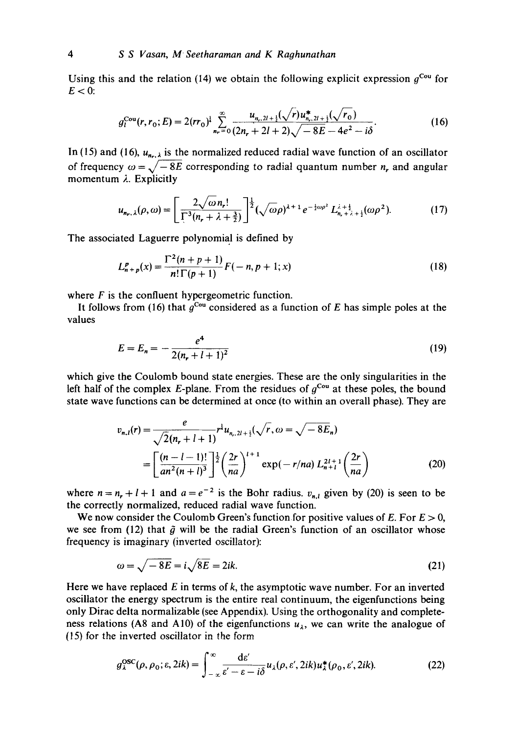Using this and the relation (14) we obtain the following explicit expression $g^{\text{Cou}}$ for $E<0$:

$$g_l^{\text{Cou}}(r, r_0; E) = 2(rr_0)^{\frac{1}{4}} \sum_{n_r=0}^{\infty} \frac{u_{n_r, 2l+\frac{1}{2}}(\sqrt{r}) u^*_{n_r, 2l+\frac{1}{2}}(\sqrt{r_0})}{(2n_r + 2l + 2)\sqrt{-8E} - 4e^2 - i\delta}. \tag{16}$$

In (15) and (16), $u_{n_r, \lambda}$ is the normalized reduced radial wave function of an oscillator of frequency $\omega = \sqrt{-8E}$ corresponding to radial quantum number $n_r$ and angular momentum $\lambda$. Explicitly

$$u_{n_r, \lambda}(\rho, \omega) = \left[ \frac{2\sqrt{\omega}\, n_r!}{\Gamma^3(n_r + \lambda + \frac{3}{2})} \right]^{\frac{1}{2}} (\sqrt{\omega}\rho)^{\lambda+1} e^{-\frac{1}{2}\omega\rho^2} L^{\lambda+\frac{1}{2}}_{n_r+\lambda+\frac{1}{2}}(\omega\rho^2). \tag{17}$$

The associated Laguerre polynomial is defined by

$$L^p_{n+p}(x) = \frac{\Gamma^2(n+p+1)}{n!\,\Gamma(p+1)} F(-n, p+1; x) \tag{18}$$

where $F$ is the confluent hypergeometric function.

It follows from (16) that $g^{\text{Cou}}$ considered as a function of $E$ has simple poles at the values

$$E = E_n = -\frac{e^4}{2(n_r + l + 1)^2} \tag{19}$$

which give the Coulomb bound state energies. These are the only singularities in the left half of the complex $E$-plane. From the residues of $g^{\text{Cou}}$ at these poles, the bound state wave functions can be determined at once (to within an overall phase). They are

$$\begin{aligned} v_{n,l}(r) &= \frac{e}{\sqrt{2}(n_r + l + 1)} r^{\frac{1}{4}} u_{n_r, 2l+\frac{1}{2}}(\sqrt{r}, \omega = \sqrt{-8E_n}) \\ &= \left[ \frac{(n-l-1)!}{an^2(n+l)^3} \right]^{\frac{1}{2}} \left( \frac{2r}{na} \right)^{l+1} \exp(-r/na)\, L^{2l+1}_{n+l}\left( \frac{2r}{na} \right) \end{aligned} \tag{20}$$

where $n = n_r + l + 1$ and $a = e^{-2}$ is the Bohr radius. $v_{n,l}$ given by (20) is seen to be the correctly normalized, reduced radial wave function.

We now consider the Coulomb Green's function for positive values of $E$. For $E > 0$, we see from (12) that $\tilde{g}$ will be the radial Green's function of an oscillator whose frequency is imaginary (inverted oscillator):

$$\omega = \sqrt{-8E} = i\sqrt{8E} = 2ik. \tag{21}$$

Here we have replaced $E$ in terms of $k$, the asymptotic wave number. For an inverted oscillator the energy spectrum is the entire real continuum, the eigenfunctions being only Dirac delta normalizable (see Appendix). Using the orthogonality and completeness relations (A8 and A10) of the eigenfunctions $u_\lambda$, we can write the analogue of (15) for the inverted oscillator in the form

$$g_\lambda^{\text{osc}}(\rho, \rho_0; \varepsilon, 2ik) = \int_{-\infty}^{\infty} \frac{d\varepsilon'}{\varepsilon' - \varepsilon - i\delta} u_\lambda(\rho, \varepsilon', 2ik) u^*_\lambda(\rho_0, \varepsilon', 2ik). \tag{22}$$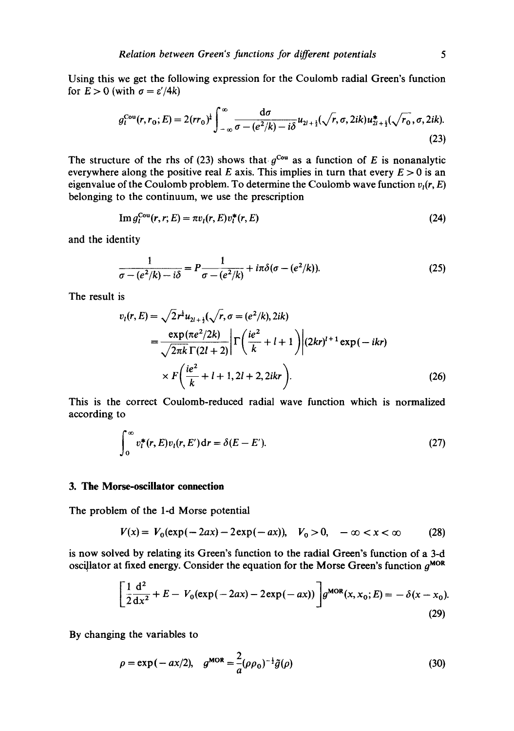Using this we get the following expression for the Coulomb radial Green's function for $E > 0$ (with $\sigma = \varepsilon'/4k$)

$$g_l^{\text{Cou}}(r, r_0; E) = 2(rr_0)^{\frac{1}{4}} \int_{-\infty}^{\infty} \frac{\mathrm{d}\sigma}{\sigma - (e^2/k) - i\delta} u_{2l+\frac{1}{2}}(\sqrt{r}, \sigma, 2ik) u_{2l+\frac{1}{2}}^{*}(\sqrt{r_0}, \sigma, 2ik). \tag{23}$$

The structure of the rhs of (23) shows that $g^{\text{Cou}}$ as a function of $E$ is nonanalytic everywhere along the positive real $E$ axis. This implies in turn that every $E > 0$ is an eigenvalue of the Coulomb problem. To determine the Coulomb wave function $v_l(r, E)$ belonging to the continuum, we use the prescription

$$\operatorname{Im} g_l^{\text{Cou}}(r, r; E) = \pi v_l(r, E) v_l^{*}(r, E) \tag{24}$$

and the identity

$$\frac{1}{\sigma - (e^2/k) - i\delta} = P \frac{1}{\sigma - (e^2/k)} + i\pi\delta(\sigma - (e^2/k)). \tag{25}$$

The result is

$$\begin{aligned} v_l(r, E) &= \sqrt{2} r^{\frac{1}{4}} u_{2l+\frac{1}{2}}(\sqrt{r}, \sigma = (e^2/k), 2ik) \\ &= \frac{\exp(\pi e^2/2k)}{\sqrt{2\pi k}\,\Gamma(2l+2)} \left| \Gamma\left(\frac{ie^2}{k} + l + 1\right) \right| (2kr)^{l+1} \exp(-ikr) \\ &\quad \times F\left(\frac{ie^2}{k} + l + 1, 2l+2, 2ikr\right). \end{aligned} \tag{26}$$

This is the correct Coulomb-reduced radial wave function which is normalized according to

$$\int_0^{\infty} v_l^{*}(r, E) v_l(r, E') \mathrm{d}r = \delta(E - E'). \tag{27}$$

## 3. The Morse-oscillator connection

The problem of the 1-d Morse potential

$$V(x) = V_0(\exp(-2ax) - 2\exp(-ax)), \quad V_0 > 0, \quad -\infty < x < \infty \tag{28}$$

is now solved by relating its Green's function to the radial Green's function of a 3-d oscillator at fixed energy. Consider the equation for the Morse Green's function $g^{\text{MOR}}$

$$\left[\frac{1}{2}\frac{\mathrm{d}^2}{\mathrm{d}x^2} + E - V_0(\exp(-2ax) - 2\exp(-ax))\right] g^{\text{MOR}}(x, x_0; E) = -\delta(x - x_0). \tag{29}$$

By changing the variables to

$$\rho = \exp(-ax/2), \quad g^{\text{MOR}} = \frac{2}{a}(\rho\rho_0)^{-\frac{1}{2}} \tilde{g}(\rho) \tag{30}$$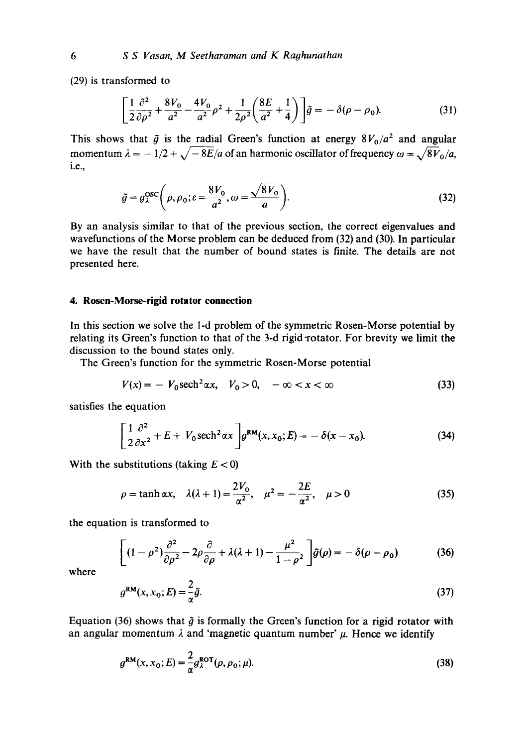(29) is transformed to

$$\left[\frac{1}{2}\frac{\partial^2}{\partial \rho^2} + \frac{8V_0}{a^2} - \frac{4V_0}{a^2}\rho^2 + \frac{1}{2\rho^2}\left(\frac{8E}{a^2} + \frac{1}{4}\right)\right]\tilde{g} = -\delta(\rho - \rho_0). \tag{31}$$

This shows that $\tilde{g}$ is the radial Green's function at energy $8V_0/a^2$ and angular momentum $\lambda = -1/2 + \sqrt{-8E}/a$ of an harmonic oscillator of frequency $\omega = \sqrt{8V_0}/a$, i.e.,

$$\tilde{g} = g_\lambda^{\mathrm{OSC}}\left(\rho, \rho_0; \varepsilon = \frac{8V_0}{a^2}, \omega = \frac{\sqrt{8V_0}}{a}\right). \tag{32}$$

By an analysis similar to that of the previous section, the correct eigenvalues and wavefunctions of the Morse problem can be deduced from (32) and (30). In particular we have the result that the number of bound states is finite. The details are not presented here.

## 4. Rosen-Morse-rigid rotator connection

In this section we solve the 1-d problem of the symmetric Rosen-Morse potential by relating its Green's function to that of the 3-d rigid rotator. For brevity we limit the discussion to the bound states only.

The Green's function for the symmetric Rosen-Morse potential

$$V(x) = -V_0 \operatorname{sech}^2 \alpha x, \quad V_0 > 0, \quad -\infty < x < \infty \tag{33}$$

satisfies the equation

$$\left[\frac{1}{2}\frac{\partial^2}{\partial x^2} + E + V_0 \operatorname{sech}^2 \alpha x\right] g^{\mathrm{RM}}(x, x_0; E) = -\delta(x - x_0). \tag{34}$$

With the substitutions (taking $E < 0$)

$$\rho = \tanh \alpha x, \quad \lambda(\lambda + 1) = \frac{2V_0}{\alpha^2}, \quad \mu^2 = -\frac{2E}{\alpha^2}, \quad \mu > 0 \tag{35}$$

the equation is transformed to

$$\left[(1 - \rho^2)\frac{\partial^2}{\partial \rho^2} - 2\rho\frac{\partial}{\partial \rho} + \lambda(\lambda + 1) - \frac{\mu^2}{1 - \rho^2}\right]\tilde{g}(\rho) = -\delta(\rho - \rho_0) \tag{36}$$

where

$$g^{\mathrm{RM}}(x, x_0; E) = \frac{2}{\alpha}\tilde{g}. \tag{37}$$

Equation (36) shows that $\tilde{g}$ is formally the Green's function for a rigid rotator with an angular momentum $\lambda$ and 'magnetic quantum number' $\mu$. Hence we identify

$$g^{\mathrm{RM}}(x, x_0; E) = \frac{2}{\alpha} g_\lambda^{\mathrm{ROT}}(\rho, \rho_0; \mu). \tag{38}$$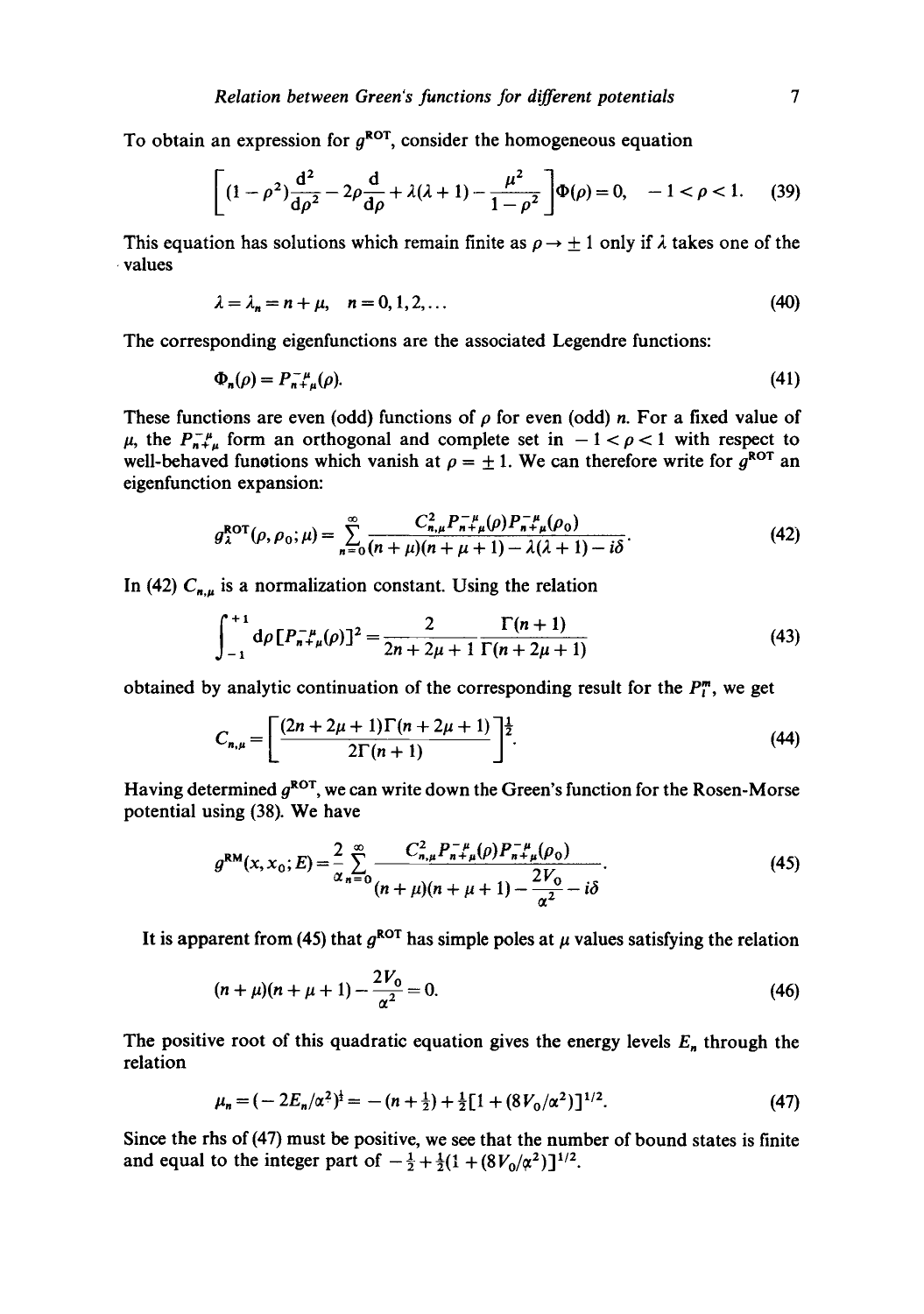To obtain an expression for $g^{\mathrm{ROT}}$, consider the homogeneous equation

$$\left[(1-\rho^2)\frac{\mathrm{d}^2}{\mathrm{d}\rho^2} - 2\rho\frac{\mathrm{d}}{\mathrm{d}\rho} + \lambda(\lambda+1) - \frac{\mu^2}{1-\rho^2}\right]\Phi(\rho) = 0, \quad -1 < \rho < 1. \tag{39}$$

This equation has solutions which remain finite as $\rho \to \pm 1$ only if $\lambda$ takes one of the values

$$\lambda = \lambda_n = n + \mu, \quad n = 0, 1, 2, \ldots \tag{40}$$

The corresponding eigenfunctions are the associated Legendre functions:

$$\Phi_n(\rho) = P_{n+\mu}^{-\mu}(\rho). \tag{41}$$

These functions are even (odd) functions of $\rho$ for even (odd) $n$. For a fixed value of $\mu$, the $P_{n+\mu}^{-\mu}$ form an orthogonal and complete set in $-1 < \rho < 1$ with respect to well-behaved functions which vanish at $\rho = \pm 1$. We can therefore write for $g^{\mathrm{ROT}}$ an eigenfunction expansion:

$$g_\lambda^{\mathrm{ROT}}(\rho, \rho_0; \mu) = \sum_{n=0}^{\infty} \frac{C_{n,\mu}^2 P_{n+\mu}^{-\mu}(\rho) P_{n+\mu}^{-\mu}(\rho_0)}{(n+\mu)(n+\mu+1) - \lambda(\lambda+1) - i\delta}. \tag{42}$$

In (42) $C_{n,\mu}$ is a normalization constant. Using the relation

$$\int_{-1}^{+1} \mathrm{d}\rho [P_{n+\mu}^{-\mu}(\rho)]^2 = \frac{2}{2n+2\mu+1} \frac{\Gamma(n+1)}{\Gamma(n+2\mu+1)} \tag{43}$$

obtained by analytic continuation of the corresponding result for the $P_l^m$, we get

$$C_{n,\mu} = \left[\frac{(2n+2\mu+1)\Gamma(n+2\mu+1)}{2\Gamma(n+1)}\right]^{\frac{1}{2}}. \tag{44}$$

Having determined $g^{\mathrm{ROT}}$, we can write down the Green's function for the Rosen-Morse potential using (38). We have

$$g^{\mathrm{RM}}(x, x_0; E) = \frac{2}{\alpha} \sum_{n=0}^{\infty} \frac{C_{n,\mu}^2 P_{n+\mu}^{-\mu}(\rho) P_{n+\mu}^{-\mu}(\rho_0)}{(n+\mu)(n+\mu+1) - \dfrac{2V_0}{\alpha^2} - i\delta}. \tag{45}$$

It is apparent from (45) that $g^{\mathrm{ROT}}$ has simple poles at $\mu$ values satisfying the relation

$$(n+\mu)(n+\mu+1) - \frac{2V_0}{\alpha^2} = 0. \tag{46}$$

The positive root of this quadratic equation gives the energy levels $E_n$ through the relation

$$\mu_n = (-2E_n/\alpha^2)^{\frac{1}{2}} = -(n+\tfrac{1}{2}) + \tfrac{1}{2}[1 + (8V_0/\alpha^2)]^{1/2}. \tag{47}$$

Since the rhs of (47) must be positive, we see that the number of bound states is finite and equal to the integer part of $-\frac{1}{2} + \frac{1}{2}(1 + (8V_0/\alpha^2))^{1/2}$.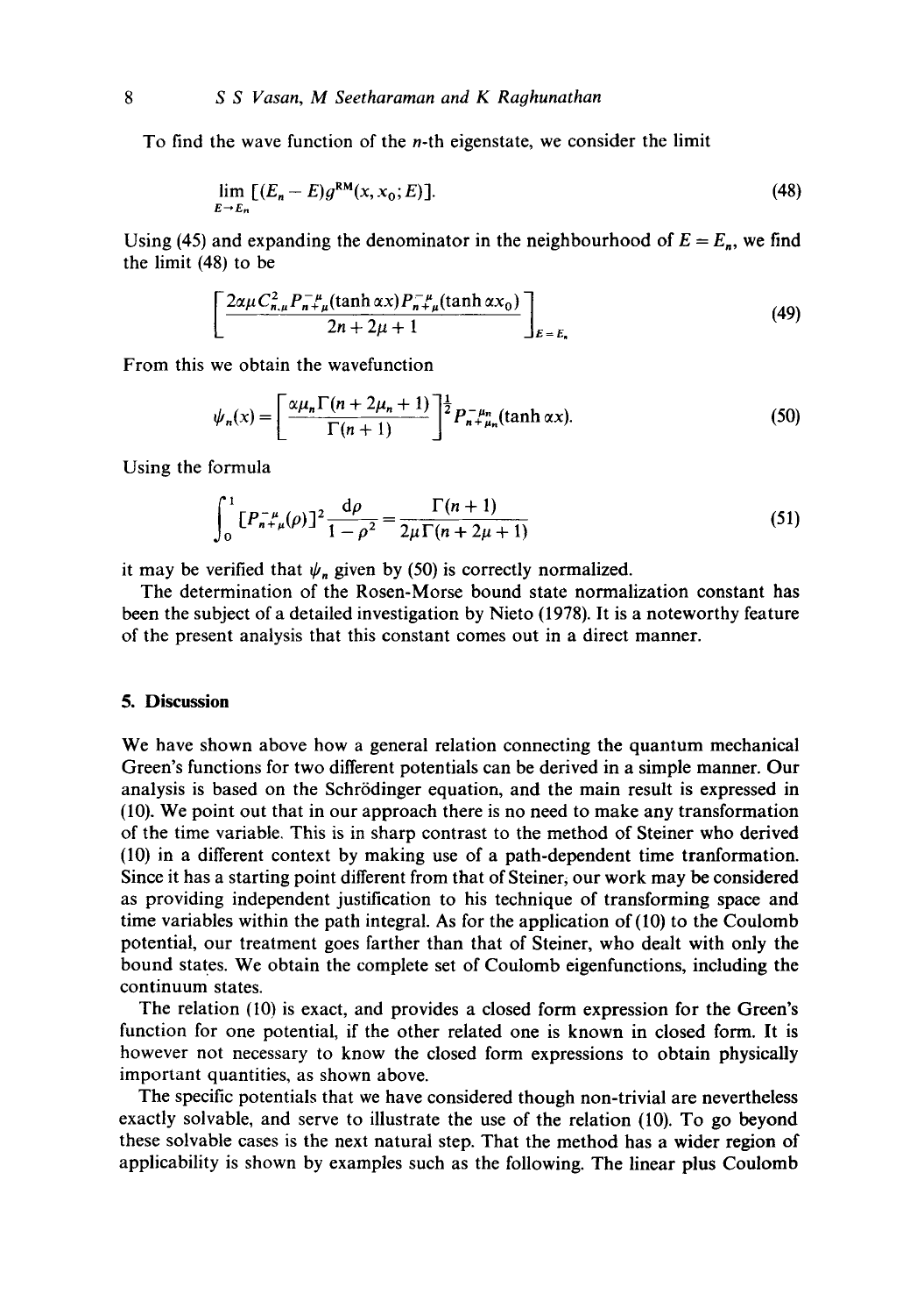To find the wave function of the $n$-th eigenstate, we consider the limit

$$\lim_{E \to E_n} [(E_n - E) g^{\mathrm{RM}}(x, x_0; E)]. \tag{48}$$

Using (45) and expanding the denominator in the neighbourhood of $E = E_n$, we find the limit (48) to be

$$\left[ \frac{2\alpha\mu C_{n.\mu}^2 P_{n+\mu}^{-\mu}(\tanh \alpha x) P_{n+\mu}^{-\mu}(\tanh \alpha x_0)}{2n + 2\mu + 1} \right]_{E = E_n} \tag{49}$$

From this we obtain the wavefunction

$$\psi_n(x) = \left[ \frac{\alpha\mu_n \Gamma(n + 2\mu_n + 1)}{\Gamma(n+1)} \right]^{\frac{1}{2}} P_{n+\mu_n}^{-\mu_n}(\tanh \alpha x). \tag{50}$$

Using the formula

$$\int_0^1 [P_{n+\mu}^{-\mu}(\rho)]^2 \frac{\mathrm{d}\rho}{1 - \rho^2} = \frac{\Gamma(n+1)}{2\mu \Gamma(n + 2\mu + 1)} \tag{51}$$

it may be verified that $\psi_n$ given by (50) is correctly normalized.

The determination of the Rosen-Morse bound state normalization constant has been the subject of a detailed investigation by Nieto (1978). It is a noteworthy feature of the present analysis that this constant comes out in a direct manner.

## 5. Discussion

We have shown above how a general relation connecting the quantum mechanical Green's functions for two different potentials can be derived in a simple manner. Our analysis is based on the Schrödinger equation, and the main result is expressed in (10). We point out that in our approach there is no need to make any transformation of the time variable. This is in sharp contrast to the method of Steiner who derived (10) in a different context by making use of a path-dependent time tranformation. Since it has a starting point different from that of Steiner, our work may be considered as providing independent justification to his technique of transforming space and time variables within the path integral. As for the application of (10) to the Coulomb potential, our treatment goes farther than that of Steiner, who dealt with only the bound states. We obtain the complete set of Coulomb eigenfunctions, including the continuum states.

The relation (10) is exact, and provides a closed form expression for the Green's function for one potential, if the other related one is known in closed form. It is however not necessary to know the closed form expressions to obtain physically important quantities, as shown above.

The specific potentials that we have considered though non-trivial are nevertheless exactly solvable, and serve to illustrate the use of the relation (10). To go beyond these solvable cases is the next natural step. That the method has a wider region of applicability is shown by examples such as the following. The linear plus Coulomb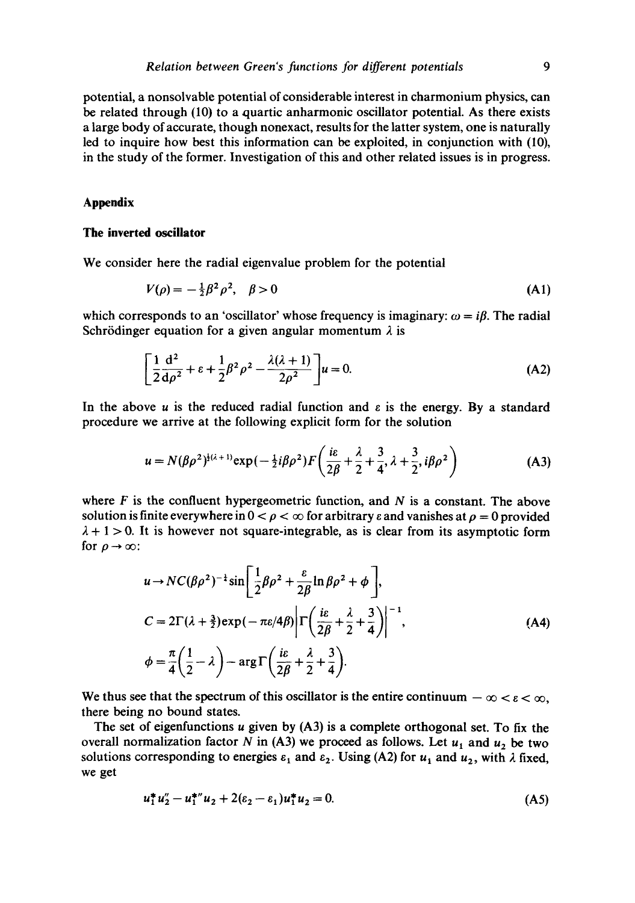potential, a nonsolvable potential of considerable interest in charmonium physics, can be related through (10) to a quartic anharmonic oscillator potential. As there exists a large body of accurate, though nonexact, results for the latter system, one is naturally led to inquire how best this information can be exploited, in conjunction with (10), in the study of the former. Investigation of this and other related issues is in progress.

## Appendix

### The inverted oscillator

We consider here the radial eigenvalue problem for the potential

$$V(\rho) = -\tfrac{1}{2}\beta^2\rho^2, \quad \beta > 0 \tag{A1}$$

which corresponds to an 'oscillator' whose frequency is imaginary: $\omega = i\beta$. The radial Schrödinger equation for a given angular momentum $\lambda$ is

$$\left[\frac{1}{2}\frac{\mathrm{d}^2}{\mathrm{d}\rho^2} + \varepsilon + \frac{1}{2}\beta^2\rho^2 - \frac{\lambda(\lambda+1)}{2\rho^2}\right]u = 0. \tag{A2}$$

In the above $u$ is the reduced radial function and $\varepsilon$ is the energy. By a standard procedure we arrive at the following explicit form for the solution

$$u = N(\beta\rho^2)^{\frac{1}{2}(\lambda+1)}\exp(-\tfrac{1}{2}i\beta\rho^2)F\left(\frac{i\varepsilon}{2\beta} + \frac{\lambda}{2} + \frac{3}{4}, \lambda + \frac{3}{2}, i\beta\rho^2\right) \tag{A3}$$

where $F$ is the confluent hypergeometric function, and $N$ is a constant. The above solution is finite everywhere in $0 < \rho < \infty$ for arbitrary $\varepsilon$ and vanishes at $\rho = 0$ provided $\lambda + 1 > 0$. It is however not square-integrable, as is clear from its asymptotic form for $\rho \to \infty$:

$$\begin{aligned}
&u \to NC(\beta\rho^2)^{-\frac{1}{4}}\sin\left[\frac{1}{2}\beta\rho^2 + \frac{\varepsilon}{2\beta}\ln\beta\rho^2 + \phi\right],\\
&C = 2\Gamma(\lambda + \tfrac{3}{2})\exp(-\pi\varepsilon/4\beta)\left|\Gamma\left(\frac{i\varepsilon}{2\beta} + \frac{\lambda}{2} + \frac{3}{4}\right)\right|^{-1},\\
&\phi = \frac{\pi}{4}\left(\frac{1}{2} - \lambda\right) - \arg\Gamma\left(\frac{i\varepsilon}{2\beta} + \frac{\lambda}{2} + \frac{3}{4}\right).
\end{aligned} \tag{A4}$$

We thus see that the spectrum of this oscillator is the entire continuum $-\infty < \varepsilon < \infty$, there being no bound states.

The set of eigenfunctions $u$ given by (A3) is a complete orthogonal set. To fix the overall normalization factor $N$ in (A3) we proceed as follows. Let $u_1$ and $u_2$ be two solutions corresponding to energies $\varepsilon_1$ and $\varepsilon_2$. Using (A2) for $u_1$ and $u_2$, with $\lambda$ fixed, we get

$$u_1^* u_2'' - u_1^{*\prime\prime} u_2 + 2(\varepsilon_2 - \varepsilon_1)u_1^* u_2 = 0. \tag{A5}$$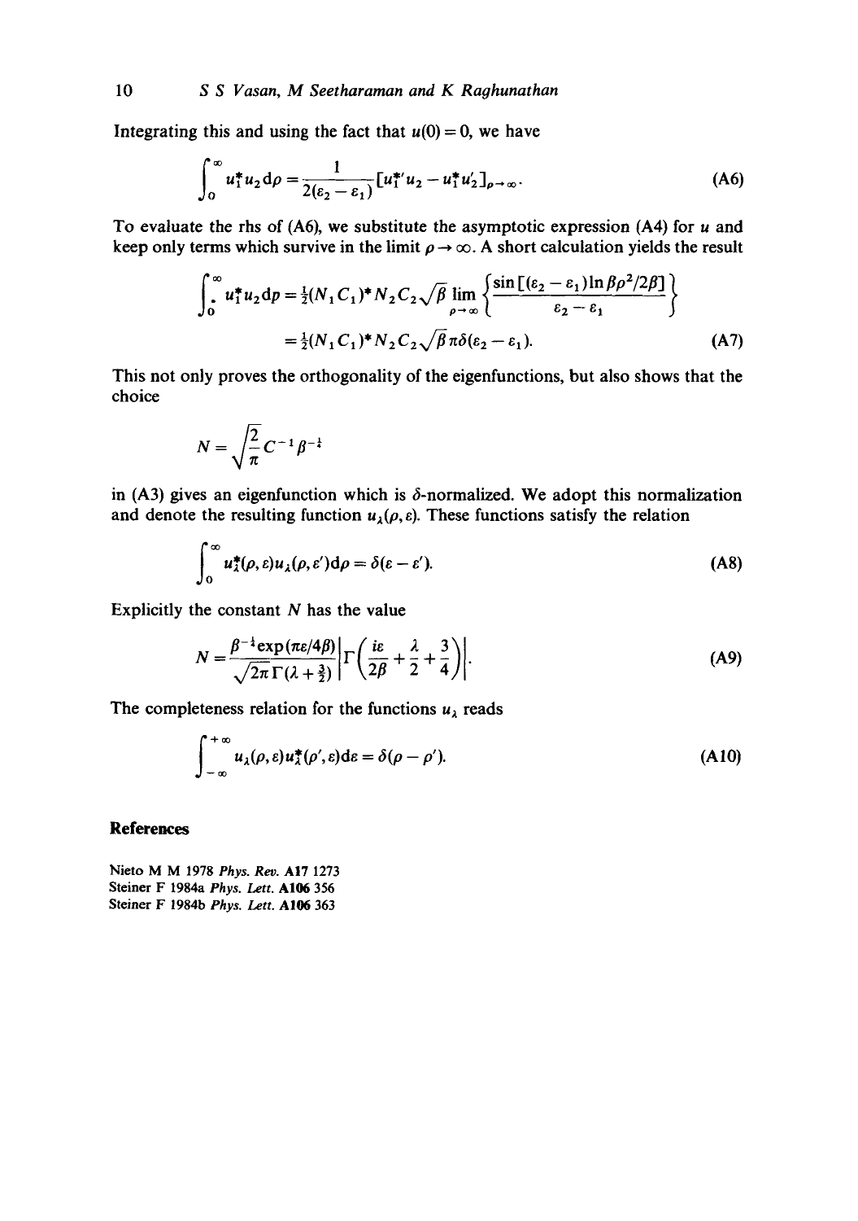Integrating this and using the fact that $u(0) = 0$, we have

$$\int_0^\infty u_1^* u_2 \, d\rho = \frac{1}{2(\varepsilon_2 - \varepsilon_1)} [u_1^{*\prime} u_2 - u_1^* u_2']_{\rho \to \infty}. \tag{A6}$$

To evaluate the rhs of (A6), we substitute the asymptotic expression (A4) for $u$ and keep only terms which survive in the limit $\rho \to \infty$. A short calculation yields the result

$$\begin{aligned}\int_0^\infty u_1^* u_2 \, d\rho &= \tfrac{1}{2}(N_1 C_1)^* N_2 C_2 \sqrt{\beta} \lim_{\rho \to \infty} \left\{ \frac{\sin[(\varepsilon_2 - \varepsilon_1) \ln \beta \rho^2 / 2\beta]}{\varepsilon_2 - \varepsilon_1} \right\} \\ &= \tfrac{1}{2}(N_1 C_1)^* N_2 C_2 \sqrt{\beta} \, \pi \delta(\varepsilon_2 - \varepsilon_1).\end{aligned} \tag{A7}$$

This not only proves the orthogonality of the eigenfunctions, but also shows that the choice

$$N = \sqrt{\frac{2}{\pi}} C^{-1} \beta^{-\frac{1}{4}}$$

in (A3) gives an eigenfunction which is $\delta$-normalized. We adopt this normalization and denote the resulting function $u_\lambda(\rho, \varepsilon)$. These functions satisfy the relation

$$\int_0^\infty u_\lambda^*(\rho, \varepsilon) u_\lambda(\rho, \varepsilon') \, d\rho = \delta(\varepsilon - \varepsilon'). \tag{A8}$$

Explicitly the constant $N$ has the value

$$N = \frac{\beta^{-\frac{1}{4}} \exp(\pi \varepsilon / 4\beta)}{\sqrt{2\pi} \, \Gamma(\lambda + \frac{3}{2})} \left| \Gamma\left( \frac{i\varepsilon}{2\beta} + \frac{\lambda}{2} + \frac{3}{4} \right) \right|. \tag{A9}$$

The completeness relation for the functions $u_\lambda$ reads

$$\int_{-\infty}^{+\infty} u_\lambda(\rho, \varepsilon) u_\lambda^*(\rho', \varepsilon) \, d\varepsilon = \delta(\rho - \rho'). \tag{A10}$$

## References

Nieto M M 1978 *Phys. Rev.* **A17** 1273

Steiner F 1984a *Phys. Lett.* **A106** 356

Steiner F 1984b *Phys. Lett.* **A106** 363